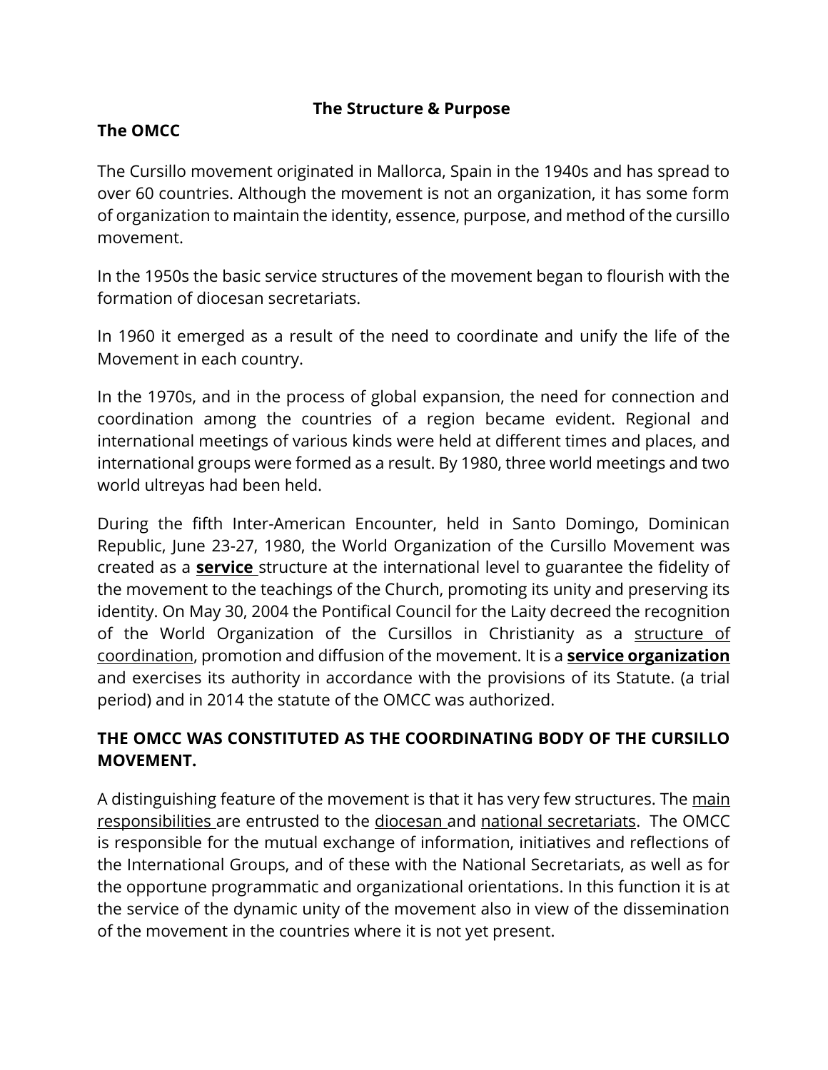# The Structure & Purpose

## The OMCC

The Cursillo movement originated in Mallorca, Spain in the 1940s and has spread to over 60 countries. Although the movement is not an organization, it has some form of organization to maintain the identity, essence, purpose, and method of the cursillo movement.

In the 1950s the basic service structures of the movement began to flourish with the formation of diocesan secretariats.

In 1960 it emerged as a result of the need to coordinate and unify the life of the Movement in each country.

In the 1970s, and in the process of global expansion, the need for connection and coordination among the countries of a region became evident. Regional and international meetings of various kinds were held at different times and places, and international groups were formed as a result. By 1980, three world meetings and two world ultreyas had been held.

During the fifth Inter-American Encounter, held in Santo Domingo, Dominican Republic, June 23-27, 1980, the World Organization of the Cursillo Movement was created as a <u>**service**</u> structure at the international level to guarantee the fidelity of the movement to the teachings of the Church, promoting its unity and preserving its identity. On May 30, 2004 the Pontifical Council for the Laity decreed the recognition of the World Organization of the Cursillos in Christianity as a <u>structure of coordination</u>, promotion and diffusion of the movement. It is a <u>**service organization**</u> and exercises its authority in accordance with the provisions of its Statute. (a trial period) and in 2014 the statute of the OMCC was authorized.

**THE OMCC WAS CONSTITUTED AS THE COORDINATING BODY OF THE CURSILLO MOVEMENT.**

A distinguishing feature of the movement is that it has very few structures. The <u>main responsibilities</u> are entrusted to the <u>diocesan</u> and <u>national secretariats</u>. The OMCC is responsible for the mutual exchange of information, initiatives and reflections of the International Groups, and of these with the National Secretariats, as well as for the opportune programmatic and organizational orientations. In this function it is at the service of the dynamic unity of the movement also in view of the dissemination of the movement in the countries where it is not yet present.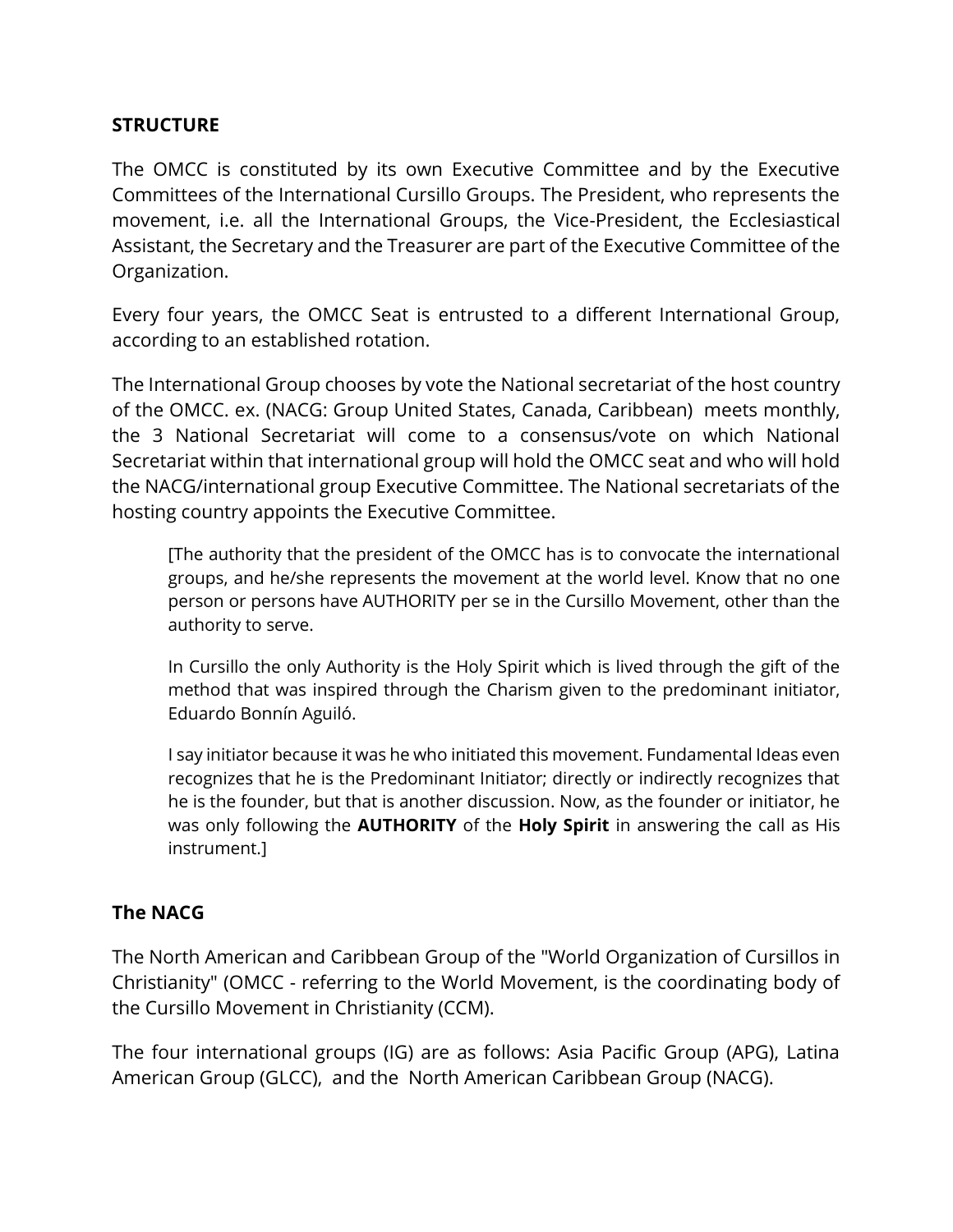**STRUCTURE**

The OMCC is constituted by its own Executive Committee and by the Executive Committees of the International Cursillo Groups. The President, who represents the movement, i.e. all the International Groups, the Vice-President, the Ecclesiastical Assistant, the Secretary and the Treasurer are part of the Executive Committee of the Organization.

Every four years, the OMCC Seat is entrusted to a different International Group, according to an established rotation.

The International Group chooses by vote the National secretariat of the host country of the OMCC. ex. (NACG: Group United States, Canada, Caribbean) meets monthly, the 3 National Secretariat will come to a consensus/vote on which National Secretariat within that international group will hold the OMCC seat and who will hold the NACG/international group Executive Committee. The National secretariats of the hosting country appoints the Executive Committee.

> [The authority that the president of the OMCC has is to convocate the international groups, and he/she represents the movement at the world level. Know that no one person or persons have AUTHORITY per se in the Cursillo Movement, other than the authority to serve.
>
> In Cursillo the only Authority is the Holy Spirit which is lived through the gift of the method that was inspired through the Charism given to the predominant initiator, Eduardo Bonnín Aguiló.
>
> I say initiator because it was he who initiated this movement. Fundamental Ideas even recognizes that he is the Predominant Initiator; directly or indirectly recognizes that he is the founder, but that is another discussion. Now, as the founder or initiator, he was only following the **AUTHORITY** of the **Holy Spirit** in answering the call as His instrument.]

**The NACG**

The North American and Caribbean Group of the "World Organization of Cursillos in Christianity" (OMCC - referring to the World Movement, is the coordinating body of the Cursillo Movement in Christianity (CCM).

The four international groups (IG) are as follows: Asia Pacific Group (APG), Latina American Group (GLCC), and the North American Caribbean Group (NACG).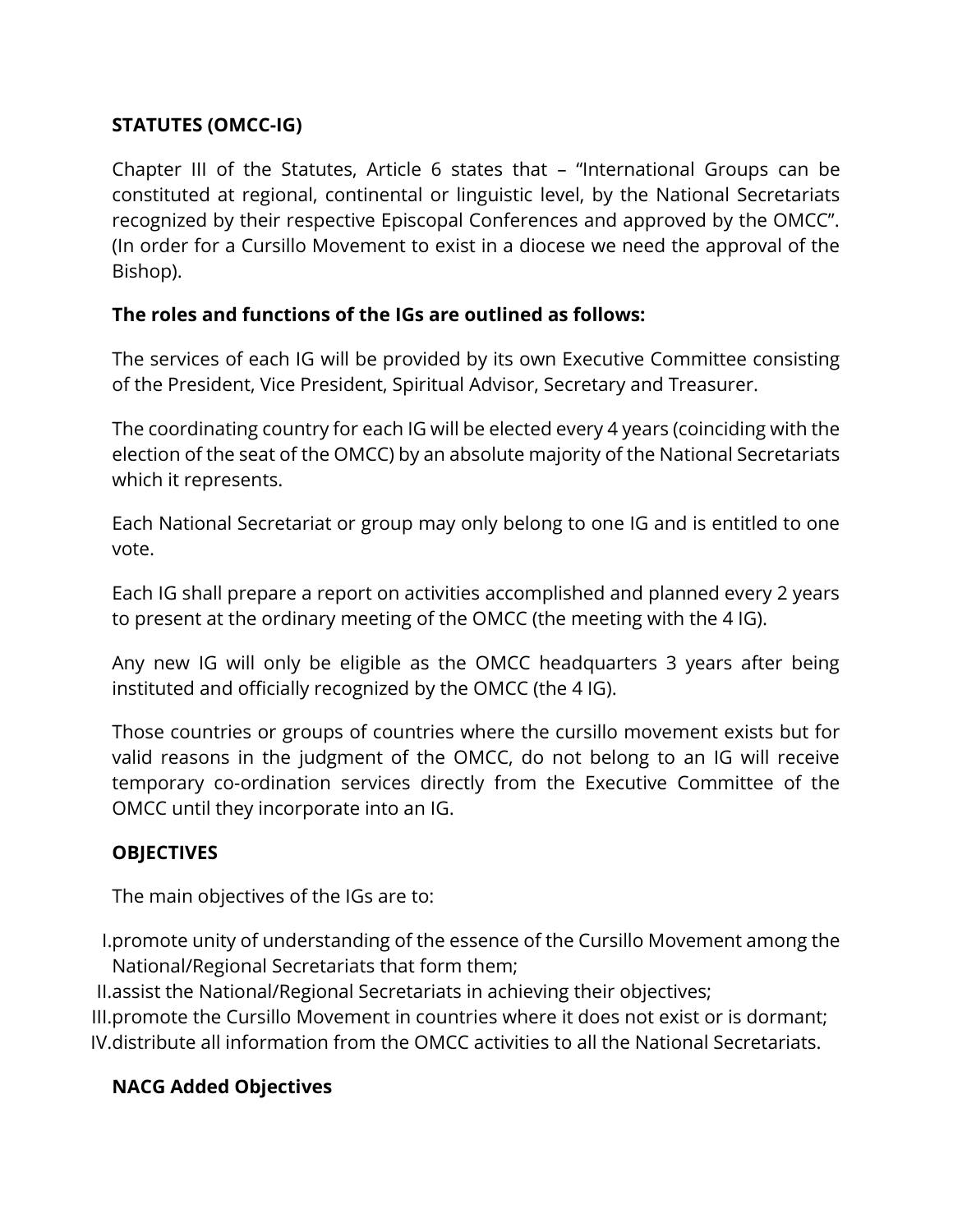**STATUTES (OMCC-IG)**

Chapter III of the Statutes, Article 6 states that – "International Groups can be constituted at regional, continental or linguistic level, by the National Secretariats recognized by their respective Episcopal Conferences and approved by the OMCC". (In order for a Cursillo Movement to exist in a diocese we need the approval of the Bishop).

**The roles and functions of the IGs are outlined as follows:**

The services of each IG will be provided by its own Executive Committee consisting of the President, Vice President, Spiritual Advisor, Secretary and Treasurer.

The coordinating country for each IG will be elected every 4 years (coinciding with the election of the seat of the OMCC) by an absolute majority of the National Secretariats which it represents.

Each National Secretariat or group may only belong to one IG and is entitled to one vote.

Each IG shall prepare a report on activities accomplished and planned every 2 years to present at the ordinary meeting of the OMCC (the meeting with the 4 IG).

Any new IG will only be eligible as the OMCC headquarters 3 years after being instituted and officially recognized by the OMCC (the 4 IG).

Those countries or groups of countries where the cursillo movement exists but for valid reasons in the judgment of the OMCC, do not belong to an IG will receive temporary co-ordination services directly from the Executive Committee of the OMCC until they incorporate into an IG.

**OBJECTIVES**

The main objectives of the IGs are to:

I. promote unity of understanding of the essence of the Cursillo Movement among the National/Regional Secretariats that form them;
II. assist the National/Regional Secretariats in achieving their objectives;
III. promote the Cursillo Movement in countries where it does not exist or is dormant;
IV. distribute all information from the OMCC activities to all the National Secretariats.

**NACG Added Objectives**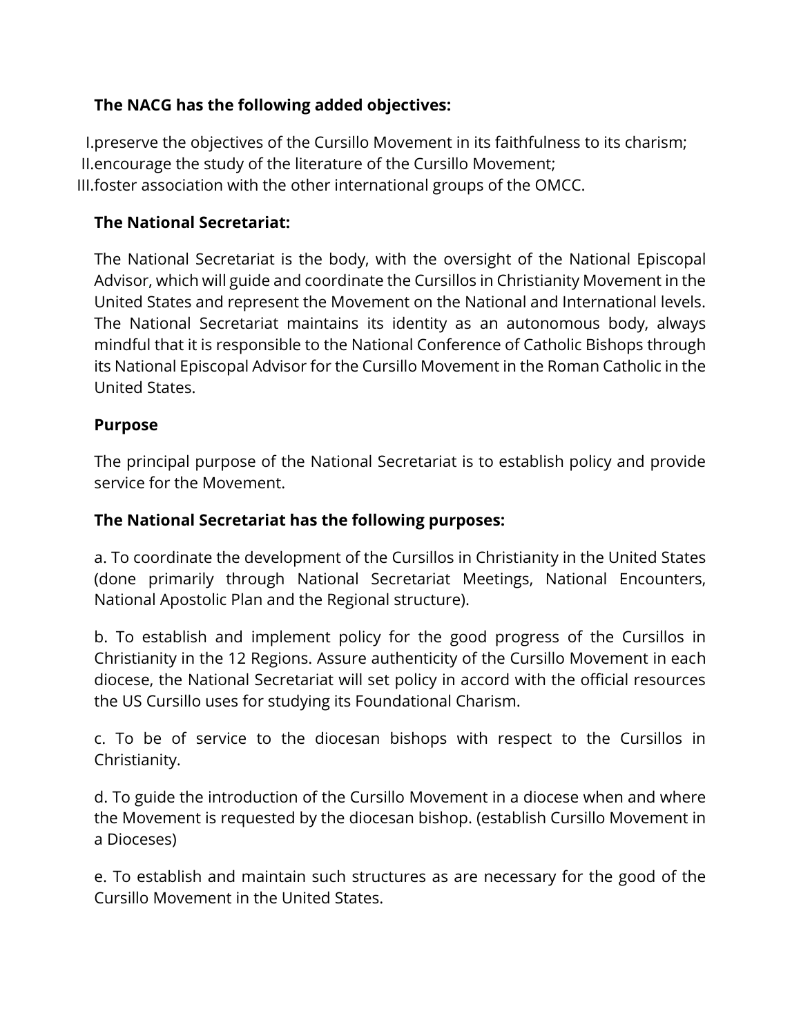**The NACG has the following added objectives:**

I. preserve the objectives of the Cursillo Movement in its faithfulness to its charism;
II. encourage the study of the literature of the Cursillo Movement;
III. foster association with the other international groups of the OMCC.

**The National Secretariat:**

The National Secretariat is the body, with the oversight of the National Episcopal Advisor, which will guide and coordinate the Cursillos in Christianity Movement in the United States and represent the Movement on the National and International levels. The National Secretariat maintains its identity as an autonomous body, always mindful that it is responsible to the National Conference of Catholic Bishops through its National Episcopal Advisor for the Cursillo Movement in the Roman Catholic in the United States.

**Purpose**

The principal purpose of the National Secretariat is to establish policy and provide service for the Movement.

**The National Secretariat has the following purposes:**

a. To coordinate the development of the Cursillos in Christianity in the United States (done primarily through National Secretariat Meetings, National Encounters, National Apostolic Plan and the Regional structure).

b. To establish and implement policy for the good progress of the Cursillos in Christianity in the 12 Regions. Assure authenticity of the Cursillo Movement in each diocese, the National Secretariat will set policy in accord with the official resources the US Cursillo uses for studying its Foundational Charism.

c. To be of service to the diocesan bishops with respect to the Cursillos in Christianity.

d. To guide the introduction of the Cursillo Movement in a diocese when and where the Movement is requested by the diocesan bishop. (establish Cursillo Movement in a Dioceses)

e. To establish and maintain such structures as are necessary for the good of the Cursillo Movement in the United States.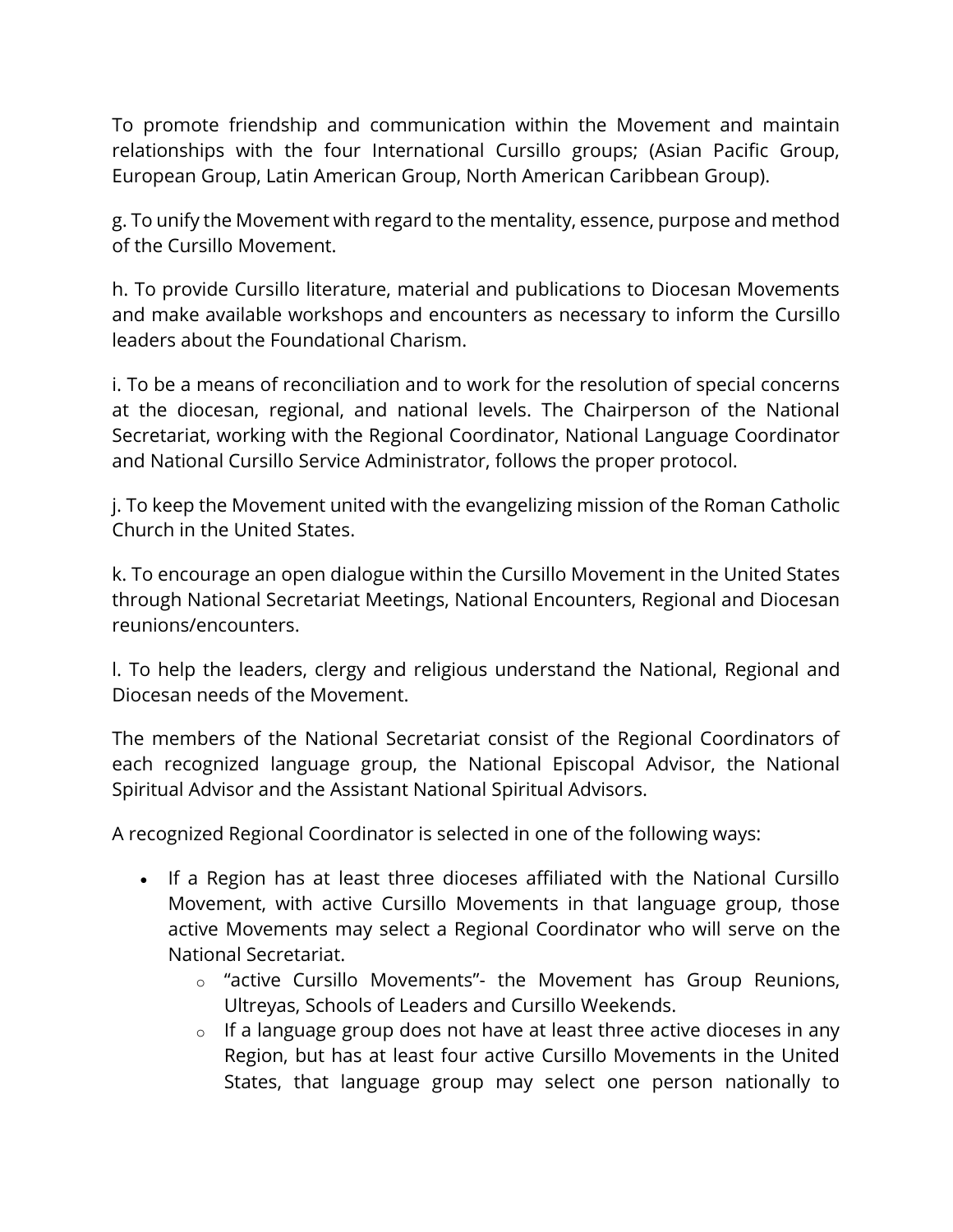To promote friendship and communication within the Movement and maintain relationships with the four International Cursillo groups; (Asian Pacific Group, European Group, Latin American Group, North American Caribbean Group).

g. To unify the Movement with regard to the mentality, essence, purpose and method of the Cursillo Movement.

h. To provide Cursillo literature, material and publications to Diocesan Movements and make available workshops and encounters as necessary to inform the Cursillo leaders about the Foundational Charism.

i. To be a means of reconciliation and to work for the resolution of special concerns at the diocesan, regional, and national levels. The Chairperson of the National Secretariat, working with the Regional Coordinator, National Language Coordinator and National Cursillo Service Administrator, follows the proper protocol.

j. To keep the Movement united with the evangelizing mission of the Roman Catholic Church in the United States.

k. To encourage an open dialogue within the Cursillo Movement in the United States through National Secretariat Meetings, National Encounters, Regional and Diocesan reunions/encounters.

l. To help the leaders, clergy and religious understand the National, Regional and Diocesan needs of the Movement.

The members of the National Secretariat consist of the Regional Coordinators of each recognized language group, the National Episcopal Advisor, the National Spiritual Advisor and the Assistant National Spiritual Advisors.

A recognized Regional Coordinator is selected in one of the following ways:

- If a Region has at least three dioceses affiliated with the National Cursillo Movement, with active Cursillo Movements in that language group, those active Movements may select a Regional Coordinator who will serve on the National Secretariat.
    - "active Cursillo Movements"- the Movement has Group Reunions, Ultreyas, Schools of Leaders and Cursillo Weekends.
    - If a language group does not have at least three active dioceses in any Region, but has at least four active Cursillo Movements in the United States, that language group may select one person nationally to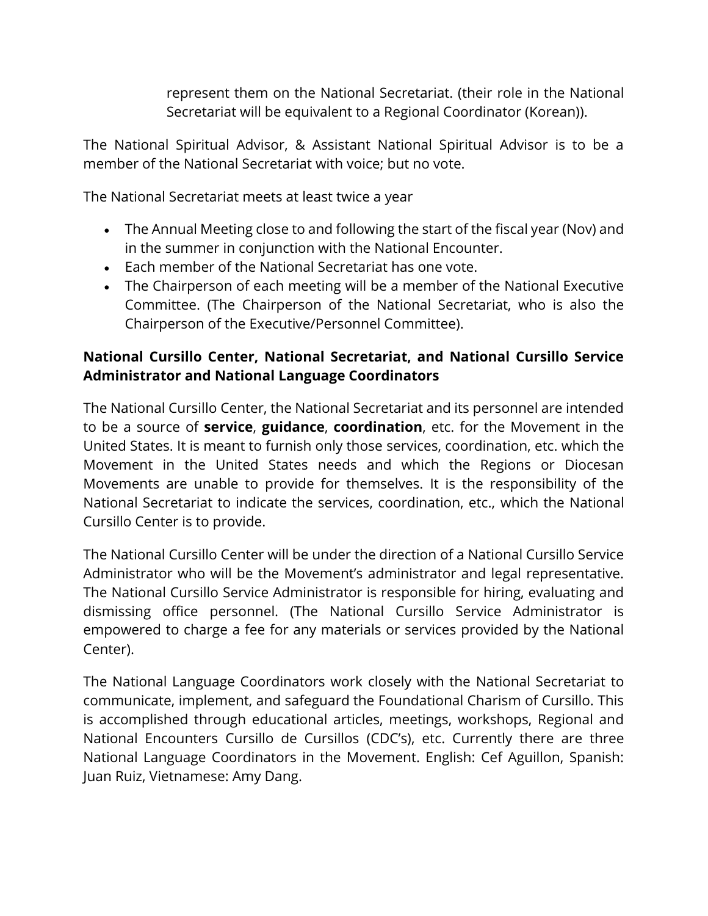represent them on the National Secretariat. (their role in the National Secretariat will be equivalent to a Regional Coordinator (Korean)).

The National Spiritual Advisor, & Assistant National Spiritual Advisor is to be a member of the National Secretariat with voice; but no vote.

The National Secretariat meets at least twice a year

- The Annual Meeting close to and following the start of the fiscal year (Nov) and in the summer in conjunction with the National Encounter.
- Each member of the National Secretariat has one vote.
- The Chairperson of each meeting will be a member of the National Executive Committee. (The Chairperson of the National Secretariat, who is also the Chairperson of the Executive/Personnel Committee).

**National Cursillo Center, National Secretariat, and National Cursillo Service Administrator and National Language Coordinators**

The National Cursillo Center, the National Secretariat and its personnel are intended to be a source of **service**, **guidance**, **coordination**, etc. for the Movement in the United States. It is meant to furnish only those services, coordination, etc. which the Movement in the United States needs and which the Regions or Diocesan Movements are unable to provide for themselves. It is the responsibility of the National Secretariat to indicate the services, coordination, etc., which the National Cursillo Center is to provide.

The National Cursillo Center will be under the direction of a National Cursillo Service Administrator who will be the Movement's administrator and legal representative. The National Cursillo Service Administrator is responsible for hiring, evaluating and dismissing office personnel. (The National Cursillo Service Administrator is empowered to charge a fee for any materials or services provided by the National Center).

The National Language Coordinators work closely with the National Secretariat to communicate, implement, and safeguard the Foundational Charism of Cursillo. This is accomplished through educational articles, meetings, workshops, Regional and National Encounters Cursillo de Cursillos (CDC's), etc. Currently there are three National Language Coordinators in the Movement. English: Cef Aguillon, Spanish: Juan Ruiz, Vietnamese: Amy Dang.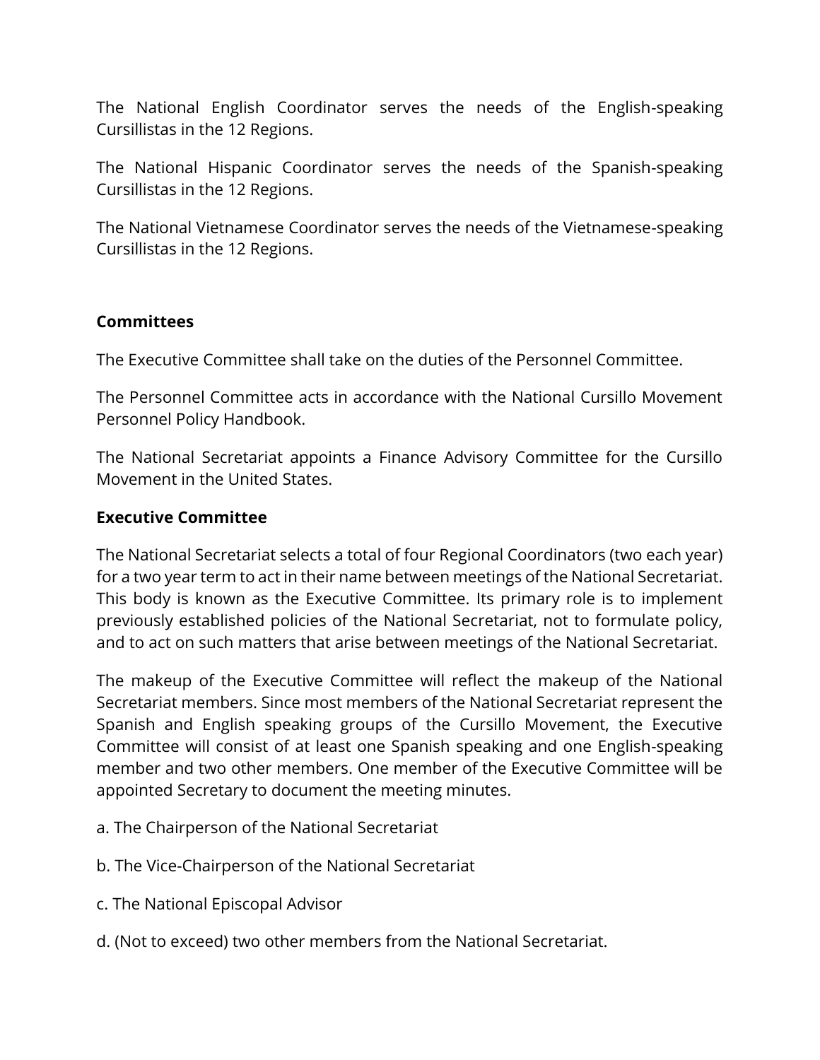The National English Coordinator serves the needs of the English-speaking Cursillistas in the 12 Regions.

The National Hispanic Coordinator serves the needs of the Spanish-speaking Cursillistas in the 12 Regions.

The National Vietnamese Coordinator serves the needs of the Vietnamese-speaking Cursillistas in the 12 Regions.

**Committees**

The Executive Committee shall take on the duties of the Personnel Committee.

The Personnel Committee acts in accordance with the National Cursillo Movement Personnel Policy Handbook.

The National Secretariat appoints a Finance Advisory Committee for the Cursillo Movement in the United States.

**Executive Committee**

The National Secretariat selects a total of four Regional Coordinators (two each year) for a two year term to act in their name between meetings of the National Secretariat. This body is known as the Executive Committee. Its primary role is to implement previously established policies of the National Secretariat, not to formulate policy, and to act on such matters that arise between meetings of the National Secretariat.

The makeup of the Executive Committee will reflect the makeup of the National Secretariat members. Since most members of the National Secretariat represent the Spanish and English speaking groups of the Cursillo Movement, the Executive Committee will consist of at least one Spanish speaking and one English-speaking member and two other members. One member of the Executive Committee will be appointed Secretary to document the meeting minutes.

a. The Chairperson of the National Secretariat

b. The Vice-Chairperson of the National Secretariat

c. The National Episcopal Advisor

d. (Not to exceed) two other members from the National Secretariat.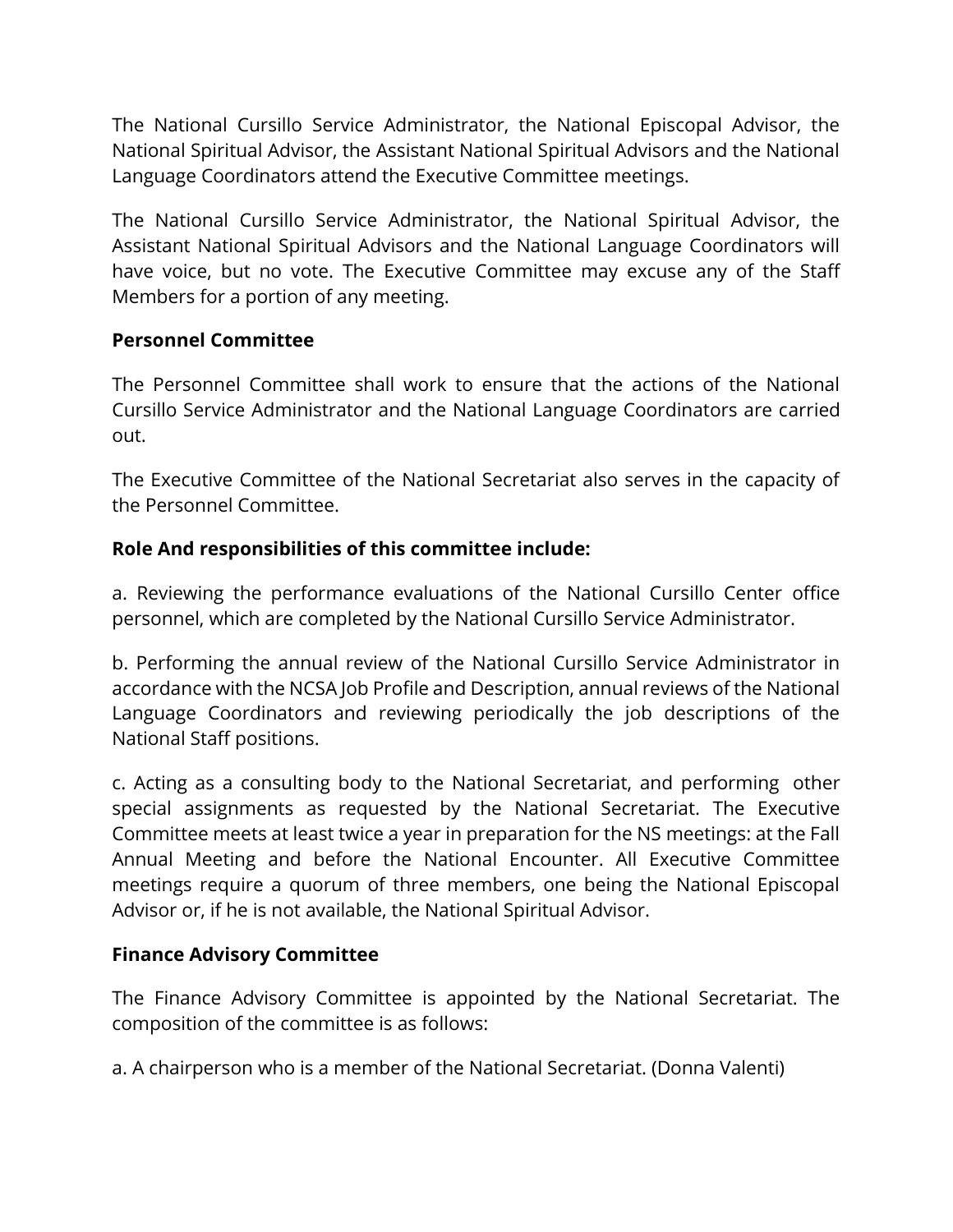The National Cursillo Service Administrator, the National Episcopal Advisor, the National Spiritual Advisor, the Assistant National Spiritual Advisors and the National Language Coordinators attend the Executive Committee meetings.

The National Cursillo Service Administrator, the National Spiritual Advisor, the Assistant National Spiritual Advisors and the National Language Coordinators will have voice, but no vote. The Executive Committee may excuse any of the Staff Members for a portion of any meeting.

**Personnel Committee**

The Personnel Committee shall work to ensure that the actions of the National Cursillo Service Administrator and the National Language Coordinators are carried out.

The Executive Committee of the National Secretariat also serves in the capacity of the Personnel Committee.

**Role And responsibilities of this committee include:**

a. Reviewing the performance evaluations of the National Cursillo Center office personnel, which are completed by the National Cursillo Service Administrator.

b. Performing the annual review of the National Cursillo Service Administrator in accordance with the NCSA Job Profile and Description, annual reviews of the National Language Coordinators and reviewing periodically the job descriptions of the National Staff positions.

c. Acting as a consulting body to the National Secretariat, and performing other special assignments as requested by the National Secretariat. The Executive Committee meets at least twice a year in preparation for the NS meetings: at the Fall Annual Meeting and before the National Encounter. All Executive Committee meetings require a quorum of three members, one being the National Episcopal Advisor or, if he is not available, the National Spiritual Advisor.

**Finance Advisory Committee**

The Finance Advisory Committee is appointed by the National Secretariat. The composition of the committee is as follows:

a. A chairperson who is a member of the National Secretariat. (Donna Valenti)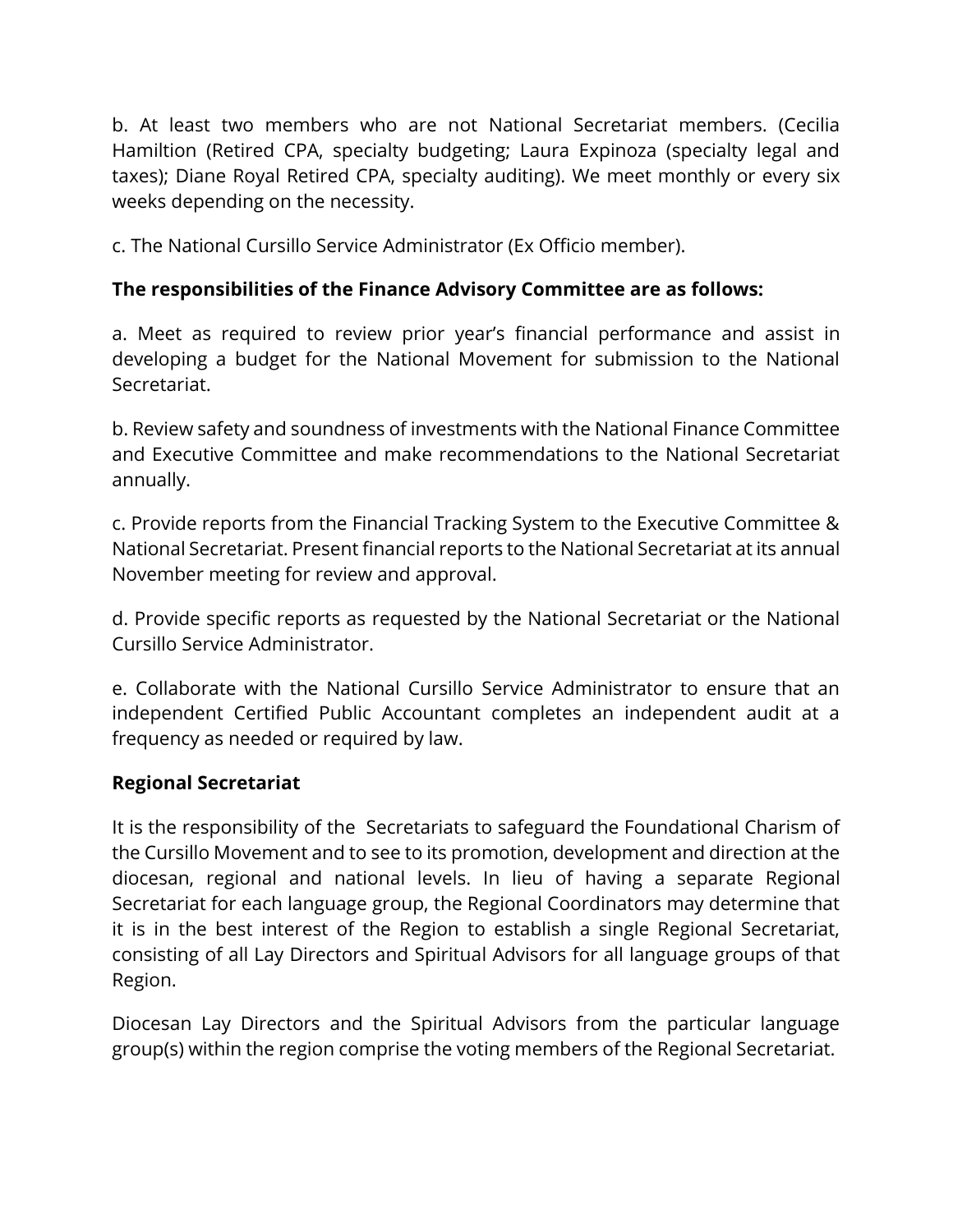b. At least two members who are not National Secretariat members. (Cecilia Hamiltion (Retired CPA, specialty budgeting; Laura Expinoza (specialty legal and taxes); Diane Royal Retired CPA, specialty auditing). We meet monthly or every six weeks depending on the necessity.

c. The National Cursillo Service Administrator (Ex Officio member).

**The responsibilities of the Finance Advisory Committee are as follows:**

a. Meet as required to review prior year's financial performance and assist in developing a budget for the National Movement for submission to the National Secretariat.

b. Review safety and soundness of investments with the National Finance Committee and Executive Committee and make recommendations to the National Secretariat annually.

c. Provide reports from the Financial Tracking System to the Executive Committee & National Secretariat. Present financial reports to the National Secretariat at its annual November meeting for review and approval.

d. Provide specific reports as requested by the National Secretariat or the National Cursillo Service Administrator.

e. Collaborate with the National Cursillo Service Administrator to ensure that an independent Certified Public Accountant completes an independent audit at a frequency as needed or required by law.

**Regional Secretariat**

It is the responsibility of the Secretariats to safeguard the Foundational Charism of the Cursillo Movement and to see to its promotion, development and direction at the diocesan, regional and national levels. In lieu of having a separate Regional Secretariat for each language group, the Regional Coordinators may determine that it is in the best interest of the Region to establish a single Regional Secretariat, consisting of all Lay Directors and Spiritual Advisors for all language groups of that Region.

Diocesan Lay Directors and the Spiritual Advisors from the particular language group(s) within the region comprise the voting members of the Regional Secretariat.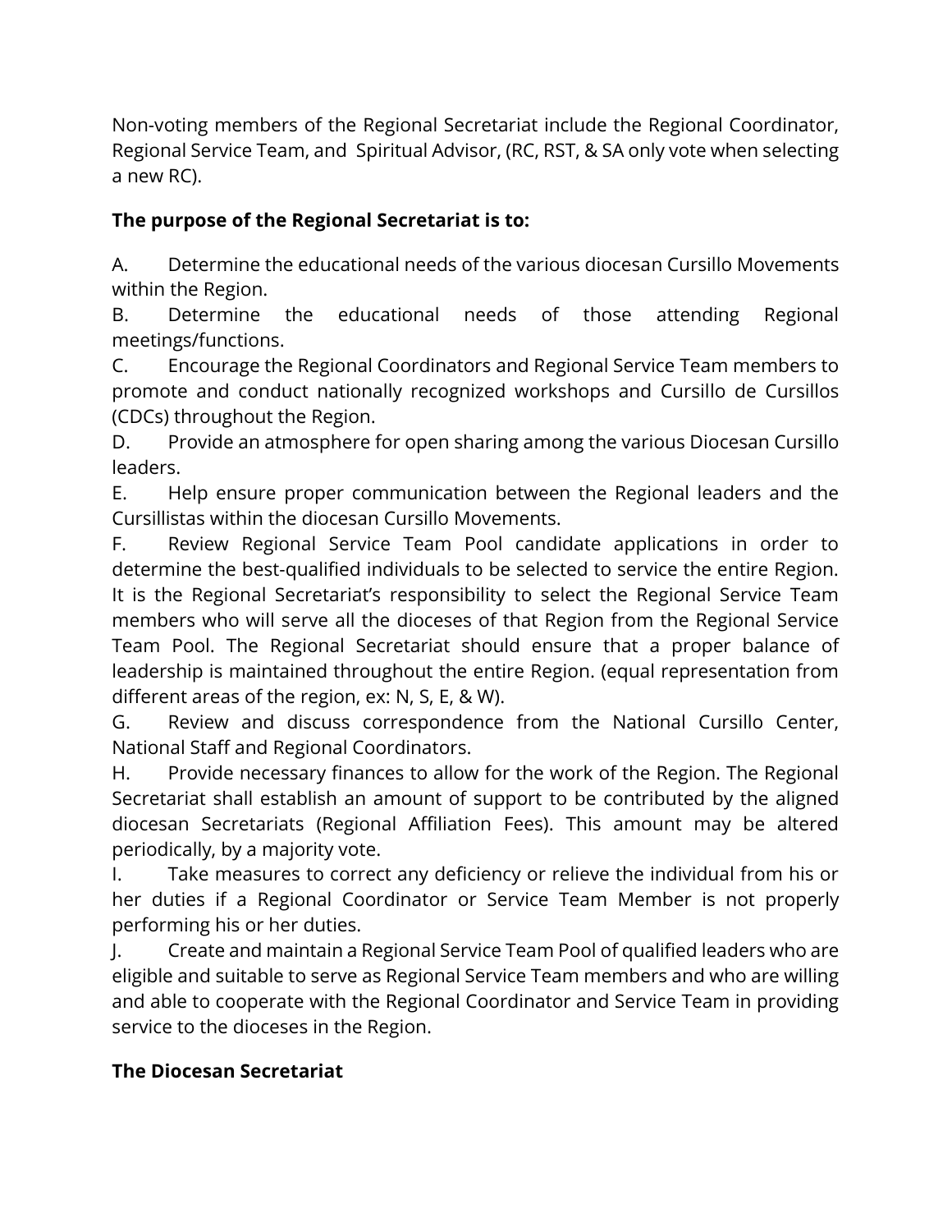Non-voting members of the Regional Secretariat include the Regional Coordinator, Regional Service Team, and Spiritual Advisor, (RC, RST, & SA only vote when selecting a new RC).

**The purpose of the Regional Secretariat is to:**

A. Determine the educational needs of the various diocesan Cursillo Movements within the Region.
B. Determine the educational needs of those attending Regional meetings/functions.
C. Encourage the Regional Coordinators and Regional Service Team members to promote and conduct nationally recognized workshops and Cursillo de Cursillos (CDCs) throughout the Region.
D. Provide an atmosphere for open sharing among the various Diocesan Cursillo leaders.
E. Help ensure proper communication between the Regional leaders and the Cursillistas within the diocesan Cursillo Movements.
F. Review Regional Service Team Pool candidate applications in order to determine the best-qualified individuals to be selected to service the entire Region. It is the Regional Secretariat's responsibility to select the Regional Service Team members who will serve all the dioceses of that Region from the Regional Service Team Pool. The Regional Secretariat should ensure that a proper balance of leadership is maintained throughout the entire Region. (equal representation from different areas of the region, ex: N, S, E, & W).
G. Review and discuss correspondence from the National Cursillo Center, National Staff and Regional Coordinators.
H. Provide necessary finances to allow for the work of the Region. The Regional Secretariat shall establish an amount of support to be contributed by the aligned diocesan Secretariats (Regional Affiliation Fees). This amount may be altered periodically, by a majority vote.
I. Take measures to correct any deficiency or relieve the individual from his or her duties if a Regional Coordinator or Service Team Member is not properly performing his or her duties.
J. Create and maintain a Regional Service Team Pool of qualified leaders who are eligible and suitable to serve as Regional Service Team members and who are willing and able to cooperate with the Regional Coordinator and Service Team in providing service to the dioceses in the Region.

**The Diocesan Secretariat**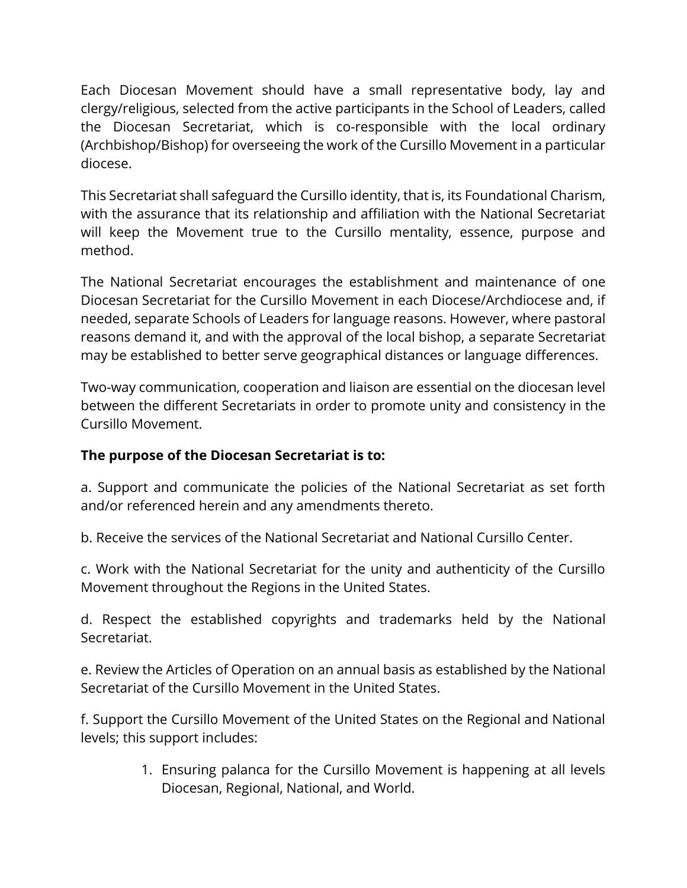Each Diocesan Movement should have a small representative body, lay and clergy/religious, selected from the active participants in the School of Leaders, called the Diocesan Secretariat, which is co-responsible with the local ordinary (Archbishop/Bishop) for overseeing the work of the Cursillo Movement in a particular diocese.

This Secretariat shall safeguard the Cursillo identity, that is, its Foundational Charism, with the assurance that its relationship and affiliation with the National Secretariat will keep the Movement true to the Cursillo mentality, essence, purpose and method.

The National Secretariat encourages the establishment and maintenance of one Diocesan Secretariat for the Cursillo Movement in each Diocese/Archdiocese and, if needed, separate Schools of Leaders for language reasons. However, where pastoral reasons demand it, and with the approval of the local bishop, a separate Secretariat may be established to better serve geographical distances or language differences.

Two-way communication, cooperation and liaison are essential on the diocesan level between the different Secretariats in order to promote unity and consistency in the Cursillo Movement.

**The purpose of the Diocesan Secretariat is to:**

a. Support and communicate the policies of the National Secretariat as set forth and/or referenced herein and any amendments thereto.

b. Receive the services of the National Secretariat and National Cursillo Center.

c. Work with the National Secretariat for the unity and authenticity of the Cursillo Movement throughout the Regions in the United States.

d. Respect the established copyrights and trademarks held by the National Secretariat.

e. Review the Articles of Operation on an annual basis as established by the National Secretariat of the Cursillo Movement in the United States.

f. Support the Cursillo Movement of the United States on the Regional and National levels; this support includes:

1. Ensuring palanca for the Cursillo Movement is happening at all levels Diocesan, Regional, National, and World.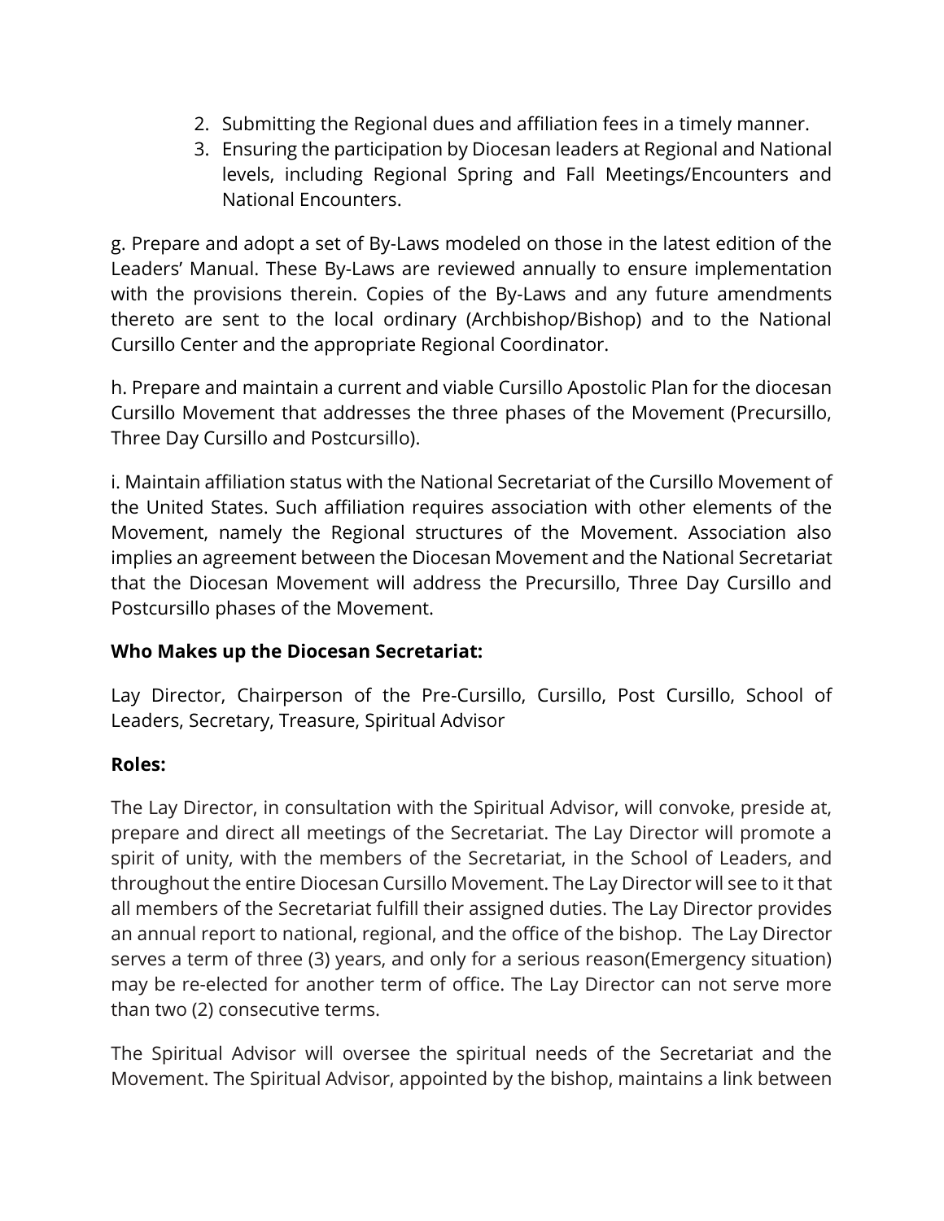2. Submitting the Regional dues and affiliation fees in a timely manner.
3. Ensuring the participation by Diocesan leaders at Regional and National levels, including Regional Spring and Fall Meetings/Encounters and National Encounters.

g. Prepare and adopt a set of By-Laws modeled on those in the latest edition of the Leaders' Manual. These By-Laws are reviewed annually to ensure implementation with the provisions therein. Copies of the By-Laws and any future amendments thereto are sent to the local ordinary (Archbishop/Bishop) and to the National Cursillo Center and the appropriate Regional Coordinator.

h. Prepare and maintain a current and viable Cursillo Apostolic Plan for the diocesan Cursillo Movement that addresses the three phases of the Movement (Precursillo, Three Day Cursillo and Postcursillo).

i. Maintain affiliation status with the National Secretariat of the Cursillo Movement of the United States. Such affiliation requires association with other elements of the Movement, namely the Regional structures of the Movement. Association also implies an agreement between the Diocesan Movement and the National Secretariat that the Diocesan Movement will address the Precursillo, Three Day Cursillo and Postcursillo phases of the Movement.

**Who Makes up the Diocesan Secretariat:**

Lay Director, Chairperson of the Pre-Cursillo, Cursillo, Post Cursillo, School of Leaders, Secretary, Treasure, Spiritual Advisor

**Roles:**

The Lay Director, in consultation with the Spiritual Advisor, will convoke, preside at, prepare and direct all meetings of the Secretariat. The Lay Director will promote a spirit of unity, with the members of the Secretariat, in the School of Leaders, and throughout the entire Diocesan Cursillo Movement. The Lay Director will see to it that all members of the Secretariat fulfill their assigned duties. The Lay Director provides an annual report to national, regional, and the office of the bishop. The Lay Director serves a term of three (3) years, and only for a serious reason(Emergency situation) may be re-elected for another term of office. The Lay Director can not serve more than two (2) consecutive terms.

The Spiritual Advisor will oversee the spiritual needs of the Secretariat and the Movement. The Spiritual Advisor, appointed by the bishop, maintains a link between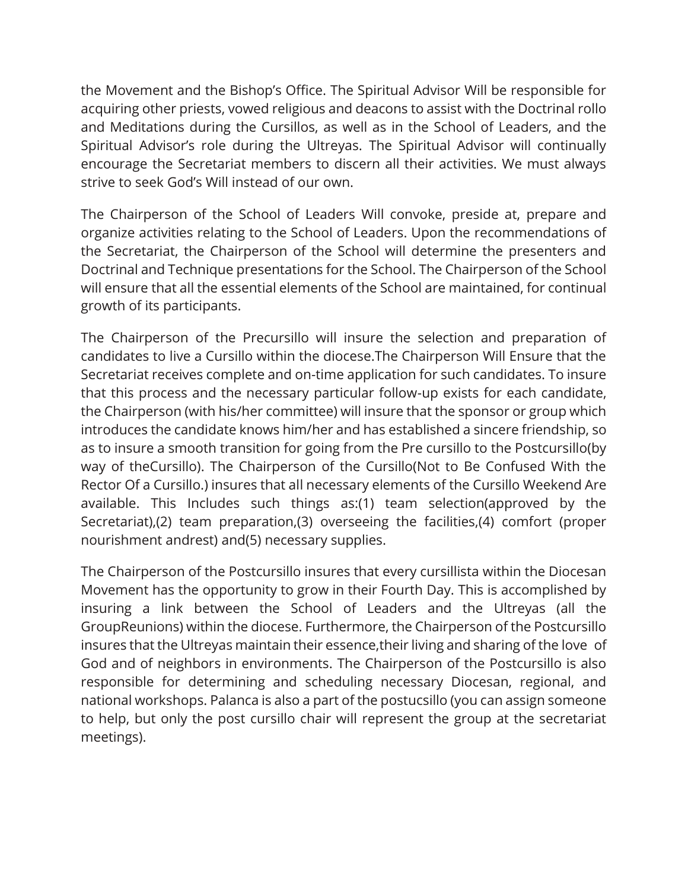the Movement and the Bishop's Office. The Spiritual Advisor Will be responsible for acquiring other priests, vowed religious and deacons to assist with the Doctrinal rollo and Meditations during the Cursillos, as well as in the School of Leaders, and the Spiritual Advisor's role during the Ultreyas. The Spiritual Advisor will continually encourage the Secretariat members to discern all their activities. We must always strive to seek God's Will instead of our own.

The Chairperson of the School of Leaders Will convoke, preside at, prepare and organize activities relating to the School of Leaders. Upon the recommendations of the Secretariat, the Chairperson of the School will determine the presenters and Doctrinal and Technique presentations for the School. The Chairperson of the School will ensure that all the essential elements of the School are maintained, for continual growth of its participants.

The Chairperson of the Precursillo will insure the selection and preparation of candidates to live a Cursillo within the diocese.The Chairperson Will Ensure that the Secretariat receives complete and on-time application for such candidates. To insure that this process and the necessary particular follow-up exists for each candidate, the Chairperson (with his/her committee) will insure that the sponsor or group which introduces the candidate knows him/her and has established a sincere friendship, so as to insure a smooth transition for going from the Pre cursillo to the Postcursillo(by way of theCursillo). The Chairperson of the Cursillo(Not to Be Confused With the Rector Of a Cursillo.) insures that all necessary elements of the Cursillo Weekend Are available. This Includes such things as:(1) team selection(approved by the Secretariat),(2) team preparation,(3) overseeing the facilities,(4) comfort (proper nourishment andrest) and(5) necessary supplies.

The Chairperson of the Postcursillo insures that every cursillista within the Diocesan Movement has the opportunity to grow in their Fourth Day. This is accomplished by insuring a link between the School of Leaders and the Ultreyas (all the GroupReunions) within the diocese. Furthermore, the Chairperson of the Postcursillo insures that the Ultreyas maintain their essence,their living and sharing of the love of God and of neighbors in environments. The Chairperson of the Postcursillo is also responsible for determining and scheduling necessary Diocesan, regional, and national workshops. Palanca is also a part of the postucsillo (you can assign someone to help, but only the post cursillo chair will represent the group at the secretariat meetings).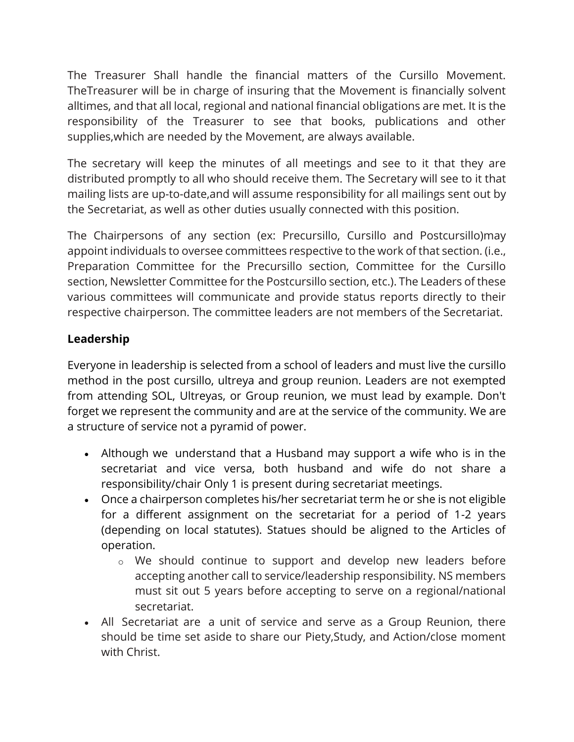The Treasurer Shall handle the financial matters of the Cursillo Movement. TheTreasurer will be in charge of insuring that the Movement is financially solvent alltimes, and that all local, regional and national financial obligations are met. It is the responsibility of the Treasurer to see that books, publications and other supplies,which are needed by the Movement, are always available.

The secretary will keep the minutes of all meetings and see to it that they are distributed promptly to all who should receive them. The Secretary will see to it that mailing lists are up-to-date,and will assume responsibility for all mailings sent out by the Secretariat, as well as other duties usually connected with this position.

The Chairpersons of any section (ex: Precursillo, Cursillo and Postcursillo)may appoint individuals to oversee committees respective to the work of that section. (i.e., Preparation Committee for the Precursillo section, Committee for the Cursillo section, Newsletter Committee for the Postcursillo section, etc.). The Leaders of these various committees will communicate and provide status reports directly to their respective chairperson. The committee leaders are not members of the Secretariat.

**Leadership**

Everyone in leadership is selected from a school of leaders and must live the cursillo method in the post cursillo, ultreya and group reunion. Leaders are not exempted from attending SOL, Ultreyas, or Group reunion, we must lead by example. Don't forget we represent the community and are at the service of the community. We are a structure of service not a pyramid of power.

- Although we understand that a Husband may support a wife who is in the secretariat and vice versa, both husband and wife do not share a responsibility/chair Only 1 is present during secretariat meetings.
- Once a chairperson completes his/her secretariat term he or she is not eligible for a different assignment on the secretariat for a period of 1-2 years (depending on local statutes). Statues should be aligned to the Articles of operation.
    - We should continue to support and develop new leaders before accepting another call to service/leadership responsibility. NS members must sit out 5 years before accepting to serve on a regional/national secretariat.
- All Secretariat are a unit of service and serve as a Group Reunion, there should be time set aside to share our Piety,Study, and Action/close moment with Christ.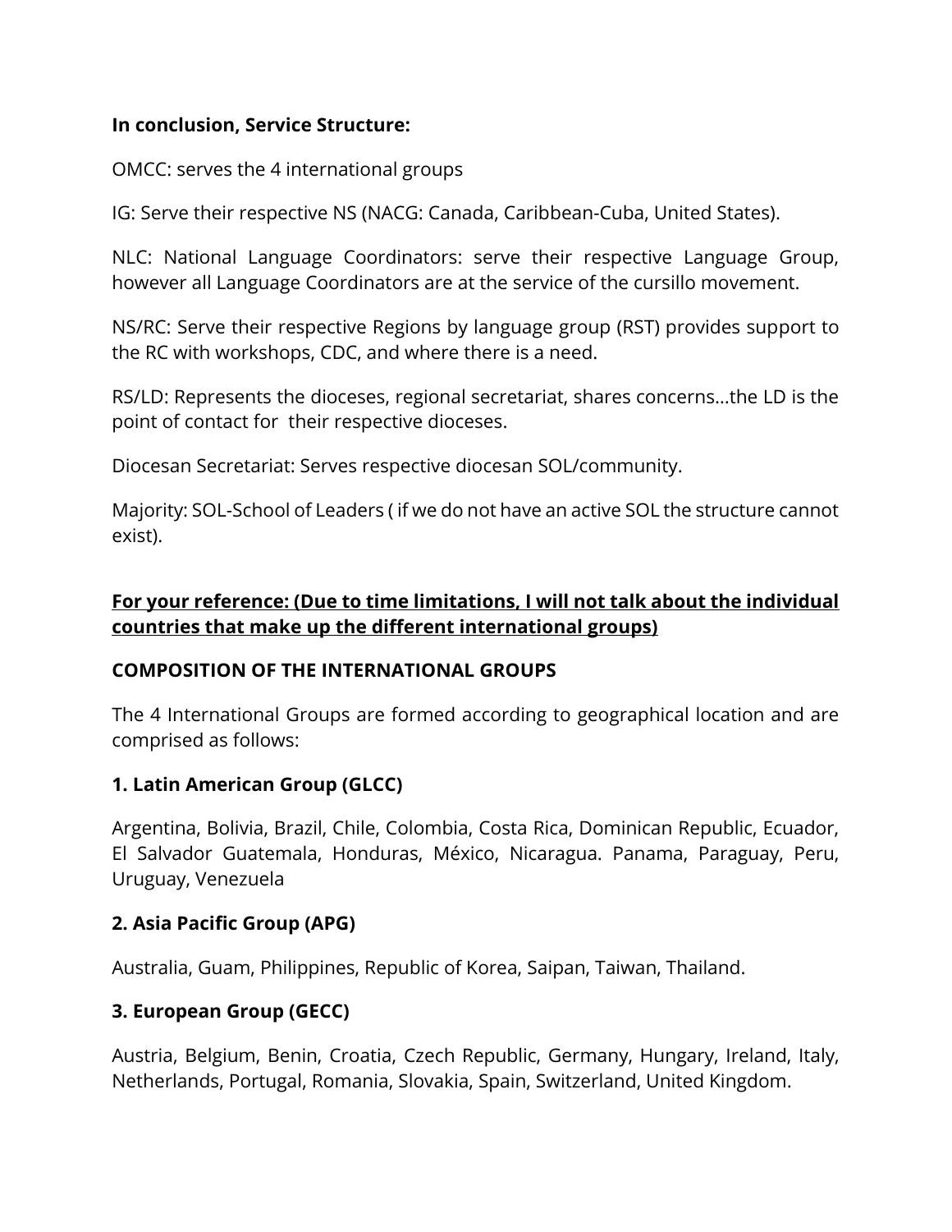**In conclusion, Service Structure:**

OMCC: serves the 4 international groups

IG: Serve their respective NS (NACG: Canada, Caribbean-Cuba, United States).

NLC: National Language Coordinators: serve their respective Language Group, however all Language Coordinators are at the service of the cursillo movement.

NS/RC: Serve their respective Regions by language group (RST) provides support to the RC with workshops, CDC, and where there is a need.

RS/LD: Represents the dioceses, regional secretariat, shares concerns…the LD is the point of contact for their respective dioceses.

Diocesan Secretariat: Serves respective diocesan SOL/community.

Majority: SOL-School of Leaders ( if we do not have an active SOL the structure cannot exist).

**<u>For your reference: (Due to time limitations, I will not talk about the individual countries that make up the different international groups)</u>**

**COMPOSITION OF THE INTERNATIONAL GROUPS**

The 4 International Groups are formed according to geographical location and are comprised as follows:

**1. Latin American Group (GLCC)**

Argentina, Bolivia, Brazil, Chile, Colombia, Costa Rica, Dominican Republic, Ecuador, El Salvador Guatemala, Honduras, México, Nicaragua. Panama, Paraguay, Peru, Uruguay, Venezuela

**2. Asia Pacific Group (APG)**

Australia, Guam, Philippines, Republic of Korea, Saipan, Taiwan, Thailand.

**3. European Group (GECC)**

Austria, Belgium, Benin, Croatia, Czech Republic, Germany, Hungary, Ireland, Italy, Netherlands, Portugal, Romania, Slovakia, Spain, Switzerland, United Kingdom.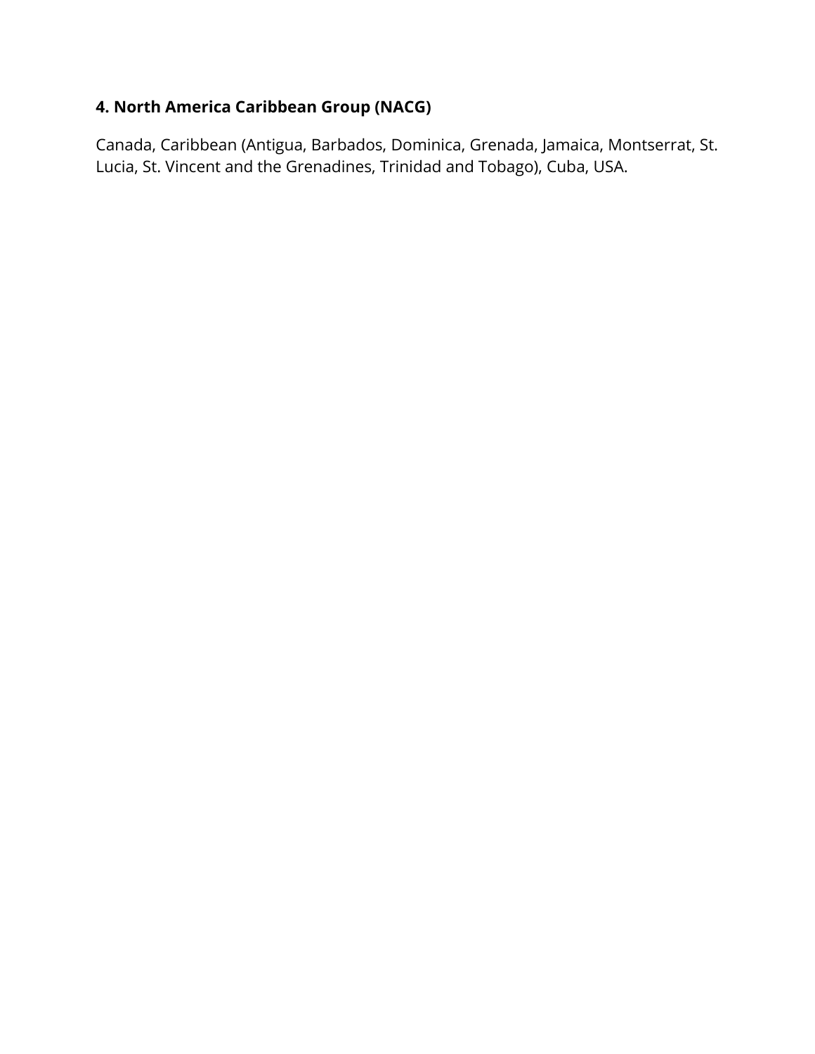### 4. North America Caribbean Group (NACG)

Canada, Caribbean (Antigua, Barbados, Dominica, Grenada, Jamaica, Montserrat, St. Lucia, St. Vincent and the Grenadines, Trinidad and Tobago), Cuba, USA.